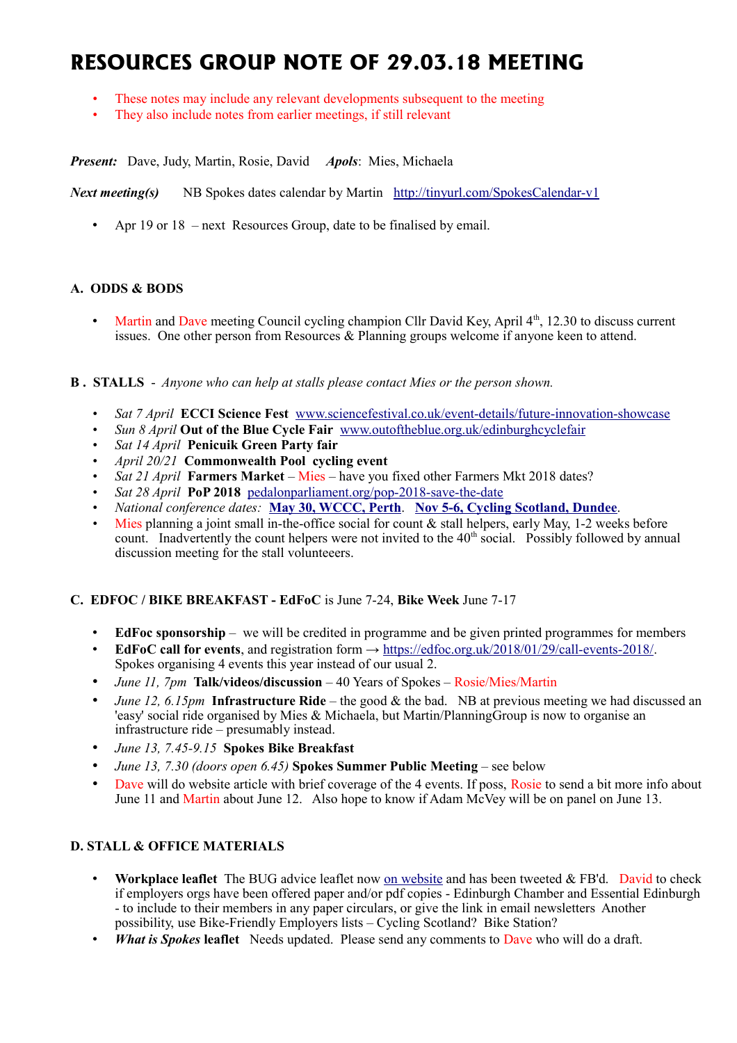# RESOURCES GROUP NOTE OF 29.03.18 MEETING

- These notes may include any relevant developments subsequent to the meeting
- They also include notes from earlier meetings, if still relevant

***Present:*** Dave, Judy, Martin, Rosie, David ***Apols***: Mies, Michaela

***Next meeting(s)*** NB Spokes dates calendar by Martin http://tinyurl.com/SpokesCalendar-v1

- Apr 19 or 18 – next Resources Group, date to be finalised by email.

## A. ODDS & BODS

- Martin and Dave meeting Council cycling champion Cllr David Key, April 4th, 12.30 to discuss current issues. One other person from Resources & Planning groups welcome if anyone keen to attend.

## B . STALLS - *Anyone who can help at stalls please contact Mies or the person shown.*

- *Sat 7 April* **ECCI Science Fest** www.sciencefestival.co.uk/event-details/future-innovation-showcase
- *Sun 8 April* **Out of the Blue Cycle Fair** www.outoftheblue.org.uk/edinburghcyclefair
- *Sat 14 April* **Penicuik Green Party fair**
- *April 20/21* **Commonwealth Pool cycling event**
- *Sat 21 April* **Farmers Market** – Mies – have you fixed other Farmers Mkt 2018 dates?
- *Sat 28 April* **PoP 2018** pedalonparliament.org/pop-2018-save-the-date
- *National conference dates:* **May 30, WCCC, Perth**. **Nov 5-6, Cycling Scotland, Dundee**.
- Mies planning a joint small in-the-office social for count & stall helpers, early May, 1-2 weeks before count. Inadvertently the count helpers were not invited to the 40th social. Possibly followed by annual discussion meeting for the stall volunteeers.

## C. EDFOC / BIKE BREAKFAST - EdFoC is June 7-24, Bike Week June 7-17

- **EdFoc sponsorship** – we will be credited in programme and be given printed programmes for members
- **EdFoC call for events**, and registration form → https://edfoc.org.uk/2018/01/29/call-events-2018/. Spokes organising 4 events this year instead of our usual 2.
- *June 11, 7pm* **Talk/videos/discussion** – 40 Years of Spokes – Rosie/Mies/Martin
- *June 12, 6.15pm* **Infrastructure Ride** – the good & the bad. NB at previous meeting we had discussed an 'easy' social ride organised by Mies & Michaela, but Martin/PlanningGroup is now to organise an infrastructure ride – presumably instead.
- *June 13, 7.45-9.15* **Spokes Bike Breakfast**
- *June 13, 7.30 (doors open 6.45)* **Spokes Summer Public Meeting** – see below
- Dave will do website article with brief coverage of the 4 events. If poss, Rosie to send a bit more info about June 11 and Martin about June 12. Also hope to know if Adam McVey will be on panel on June 13.

## D. STALL & OFFICE MATERIALS

- **Workplace leaflet** The BUG advice leaflet now on website and has been tweeted & FB'd. David to check if employers orgs have been offered paper and/or pdf copies - Edinburgh Chamber and Essential Edinburgh - to include to their members in any paper circulars, or give the link in email newsletters Another possibility, use Bike-Friendly Employers lists – Cycling Scotland? Bike Station?
- ***What is Spokes* leaflet** Needs updated. Please send any comments to Dave who will do a draft.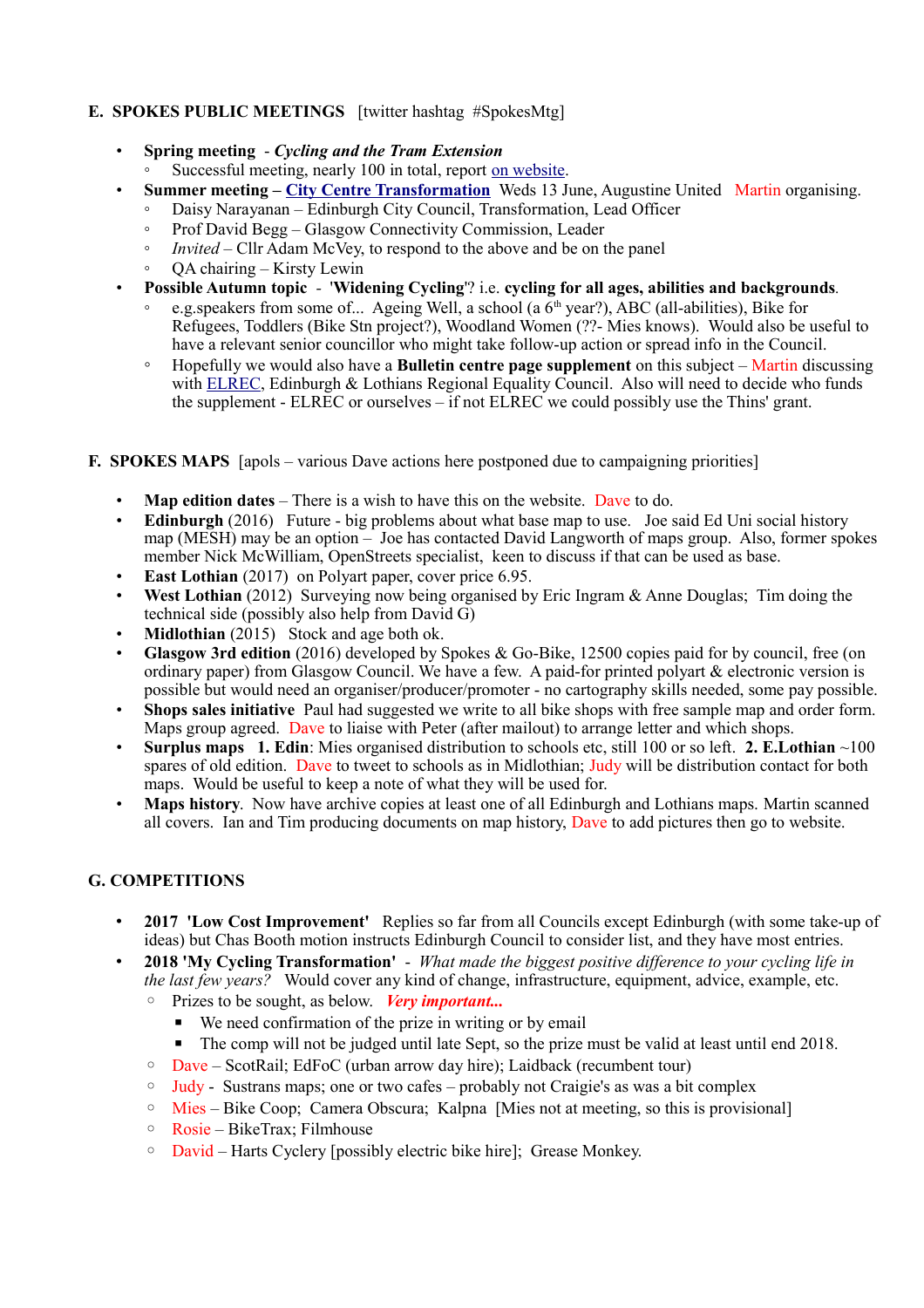## E. SPOKES PUBLIC MEETINGS [twitter hashtag #SpokesMtg]

- **Spring meeting** - ***Cycling and the Tram Extension***
  - Successful meeting, nearly 100 in total, report on website.
- **Summer meeting – City Centre Transformation** Weds 13 June, Augustine United Martin organising.
  - Daisy Narayanan – Edinburgh City Council, Transformation, Lead Officer
  - Prof David Begg – Glasgow Connectivity Commission, Leader
  - *Invited* – Cllr Adam McVey, to respond to the above and be on the panel
  - QA chairing – Kirsty Lewin
- **Possible Autumn topic** - '**Widening Cycling**'? i.e. **cycling for all ages, abilities and backgrounds**.
  - e.g.speakers from some of... Ageing Well, a school (a 6th year?), ABC (all-abilities), Bike for Refugees, Toddlers (Bike Stn project?), Woodland Women (??- Mies knows). Would also be useful to have a relevant senior councillor who might take follow-up action or spread info in the Council.
  - Hopefully we would also have a **Bulletin centre page supplement** on this subject – Martin discussing with ELREC, Edinburgh & Lothians Regional Equality Council. Also will need to decide who funds the supplement - ELREC or ourselves – if not ELREC we could possibly use the Thins' grant.

## F. SPOKES MAPS [apols – various Dave actions here postponed due to campaigning priorities]

- **Map edition dates** – There is a wish to have this on the website. Dave to do.
- **Edinburgh** (2016) Future - big problems about what base map to use. Joe said Ed Uni social history map (MESH) may be an option – Joe has contacted David Langworth of maps group. Also, former spokes member Nick McWilliam, OpenStreets specialist, keen to discuss if that can be used as base.
- **East Lothian** (2017) on Polyart paper, cover price 6.95.
- **West Lothian** (2012) Surveying now being organised by Eric Ingram & Anne Douglas; Tim doing the technical side (possibly also help from David G)
- **Midlothian** (2015) Stock and age both ok.
- **Glasgow 3rd edition** (2016) developed by Spokes & Go-Bike, 12500 copies paid for by council, free (on ordinary paper) from Glasgow Council. We have a few. A paid-for printed polyart & electronic version is possible but would need an organiser/producer/promoter - no cartography skills needed, some pay possible.
- **Shops sales initiative** Paul had suggested we write to all bike shops with free sample map and order form. Maps group agreed. Dave to liaise with Peter (after mailout) to arrange letter and which shops.
- **Surplus maps** **1. Edin**: Mies organised distribution to schools etc, still 100 or so left. **2. E.Lothian** ~100 spares of old edition. Dave to tweet to schools as in Midlothian; Judy will be distribution contact for both maps. Would be useful to keep a note of what they will be used for.
- **Maps history**. Now have archive copies at least one of all Edinburgh and Lothians maps. Martin scanned all covers. Ian and Tim producing documents on map history, Dave to add pictures then go to website.

## G. COMPETITIONS

- **2017 'Low Cost Improvement'** Replies so far from all Councils except Edinburgh (with some take-up of ideas) but Chas Booth motion instructs Edinburgh Council to consider list, and they have most entries.
- **2018 'My Cycling Transformation'** - *What made the biggest positive difference to your cycling life in the last few years?* Would cover any kind of change, infrastructure, equipment, advice, example, etc.
  - Prizes to be sought, as below. ***Very important...***
    - We need confirmation of the prize in writing or by email
    - The comp will not be judged until late Sept, so the prize must be valid at least until end 2018.
  - Dave – ScotRail; EdFoC (urban arrow day hire); Laidback (recumbent tour)
  - Judy - Sustrans maps; one or two cafes – probably not Craigie's as was a bit complex
  - Mies – Bike Coop; Camera Obscura; Kalpna [Mies not at meeting, so this is provisional]
  - Rosie – BikeTrax; Filmhouse
  - David – Harts Cyclery [possibly electric bike hire]; Grease Monkey.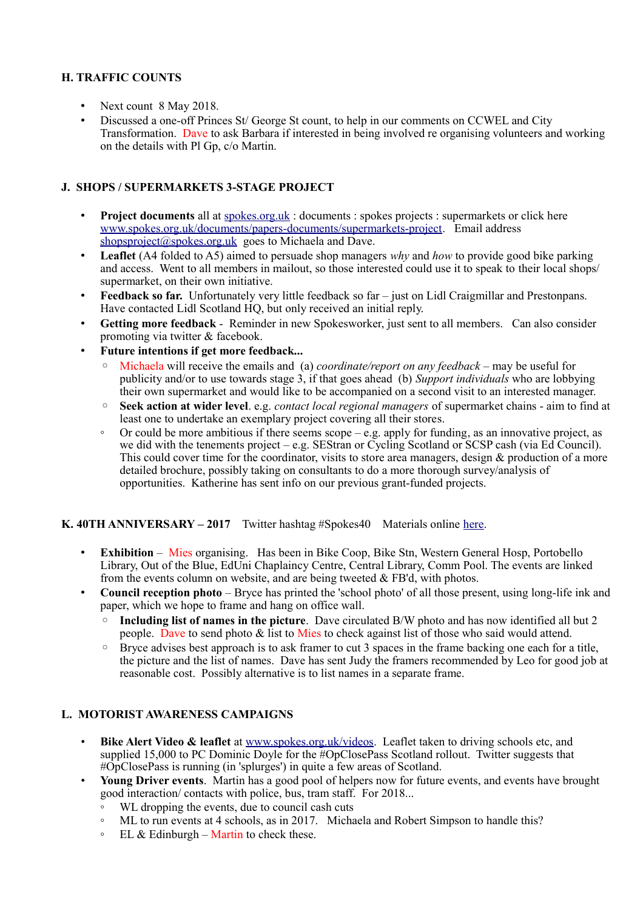## H. TRAFFIC COUNTS

- Next count 8 May 2018.
- Discussed a one-off Princes St/ George St count, to help in our comments on CCWEL and City Transformation. Dave to ask Barbara if interested in being involved re organising volunteers and working on the details with Pl Gp, c/o Martin.

## J. SHOPS / SUPERMARKETS 3-STAGE PROJECT

- **Project documents** all at spokes.org.uk : documents : spokes projects : supermarkets or click here www.spokes.org.uk/documents/papers-documents/supermarkets-project. Email address shopsproject@spokes.org.uk goes to Michaela and Dave.
- **Leaflet** (A4 folded to A5) aimed to persuade shop managers *why* and *how* to provide good bike parking and access. Went to all members in mailout, so those interested could use it to speak to their local shops/ supermarket, on their own initiative.
- **Feedback so far.** Unfortunately very little feedback so far – just on Lidl Craigmillar and Prestonpans. Have contacted Lidl Scotland HQ, but only received an initial reply.
- **Getting more feedback** - Reminder in new Spokesworker, just sent to all members. Can also consider promoting via twitter & facebook.
- **Future intentions if get more feedback...**
  - Michaela will receive the emails and (a) *coordinate/report on any feedback* – may be useful for publicity and/or to use towards stage 3, if that goes ahead (b) *Support individuals* who are lobbying their own supermarket and would like to be accompanied on a second visit to an interested manager.
  - **Seek action at wider level**. e.g. *contact local regional managers* of supermarket chains - aim to find at least one to undertake an exemplary project covering all their stores.
  - Or could be more ambitious if there seems scope – e.g. apply for funding, as an innovative project, as we did with the tenements project – e.g. SEStran or Cycling Scotland or SCSP cash (via Ed Council). This could cover time for the coordinator, visits to store area managers, design & production of a more detailed brochure, possibly taking on consultants to do a more thorough survey/analysis of opportunities. Katherine has sent info on our previous grant-funded projects.

## K. 40TH ANNIVERSARY – 2017 Twitter hashtag #Spokes40 Materials online here.

- **Exhibition** – Mies organising. Has been in Bike Coop, Bike Stn, Western General Hosp, Portobello Library, Out of the Blue, EdUni Chaplaincy Centre, Central Library, Comm Pool. The events are linked from the events column on website, and are being tweeted & FB'd, with photos.
- **Council reception photo** – Bryce has printed the 'school photo' of all those present, using long-life ink and paper, which we hope to frame and hang on office wall.
  - **Including list of names in the picture**. Dave circulated B/W photo and has now identified all but 2 people. Dave to send photo & list to Mies to check against list of those who said would attend.
  - Bryce advises best approach is to ask framer to cut 3 spaces in the frame backing one each for a title, the picture and the list of names. Dave has sent Judy the framers recommended by Leo for good job at reasonable cost. Possibly alternative is to list names in a separate frame.

## L. MOTORIST AWARENESS CAMPAIGNS

- **Bike Alert Video & leaflet** at www.spokes.org.uk/videos. Leaflet taken to driving schools etc, and supplied 15,000 to PC Dominic Doyle for the #OpClosePass Scotland rollout. Twitter suggests that #OpClosePass is running (in 'splurges') in quite a few areas of Scotland.
- **Young Driver events**. Martin has a good pool of helpers now for future events, and events have brought good interaction/ contacts with police, bus, tram staff. For 2018...
  - WL dropping the events, due to council cash cuts
  - ML to run events at 4 schools, as in 2017. Michaela and Robert Simpson to handle this?
  - EL & Edinburgh – Martin to check these.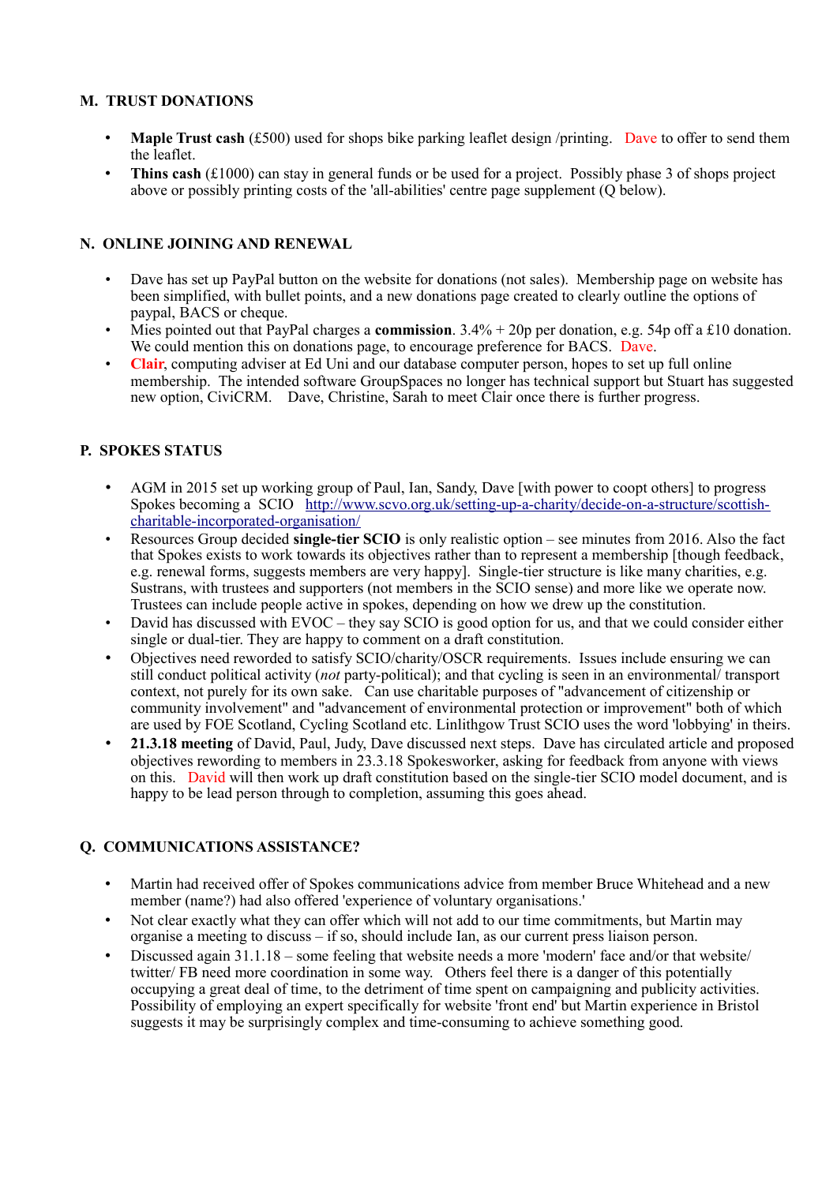## M. TRUST DONATIONS

- **Maple Trust cash** (£500) used for shops bike parking leaflet design /printing. Dave to offer to send them the leaflet.
- **Thins cash** (£1000) can stay in general funds or be used for a project. Possibly phase 3 of shops project above or possibly printing costs of the 'all-abilities' centre page supplement (Q below).

## N. ONLINE JOINING AND RENEWAL

- Dave has set up PayPal button on the website for donations (not sales). Membership page on website has been simplified, with bullet points, and a new donations page created to clearly outline the options of paypal, BACS or cheque.
- Mies pointed out that PayPal charges a **commission**. 3.4% + 20p per donation, e.g. 54p off a £10 donation. We could mention this on donations page, to encourage preference for BACS. Dave.
- **Clair**, computing adviser at Ed Uni and our database computer person, hopes to set up full online membership. The intended software GroupSpaces no longer has technical support but Stuart has suggested new option, CiviCRM. Dave, Christine, Sarah to meet Clair once there is further progress.

## P. SPOKES STATUS

- AGM in 2015 set up working group of Paul, Ian, Sandy, Dave [with power to coopt others] to progress Spokes becoming a SCIO [http://www.scvo.org.uk/setting-up-a-charity/decide-on-a-structure/scottish-charitable-incorporated-organisation/](http://www.scvo.org.uk/setting-up-a-charity/decide-on-a-structure/scottish-charitable-incorporated-organisation/)
- Resources Group decided **single-tier SCIO** is only realistic option – see minutes from 2016. Also the fact that Spokes exists to work towards its objectives rather than to represent a membership [though feedback, e.g. renewal forms, suggests members are very happy]. Single-tier structure is like many charities, e.g. Sustrans, with trustees and supporters (not members in the SCIO sense) and more like we operate now. Trustees can include people active in spokes, depending on how we drew up the constitution.
- David has discussed with EVOC – they say SCIO is good option for us, and that we could consider either single or dual-tier. They are happy to comment on a draft constitution.
- Objectives need reworded to satisfy SCIO/charity/OSCR requirements. Issues include ensuring we can still conduct political activity (*not* party-political); and that cycling is seen in an environmental/ transport context, not purely for its own sake. Can use charitable purposes of "advancement of citizenship or community involvement" and "advancement of environmental protection or improvement" both of which are used by FOE Scotland, Cycling Scotland etc. Linlithgow Trust SCIO uses the word 'lobbying' in theirs.
- **21.3.18 meeting** of David, Paul, Judy, Dave discussed next steps. Dave has circulated article and proposed objectives rewording to members in 23.3.18 Spokesworker, asking for feedback from anyone with views on this. David will then work up draft constitution based on the single-tier SCIO model document, and is happy to be lead person through to completion, assuming this goes ahead.

## Q. COMMUNICATIONS ASSISTANCE?

- Martin had received offer of Spokes communications advice from member Bruce Whitehead and a new member (name?) had also offered 'experience of voluntary organisations.'
- Not clear exactly what they can offer which will not add to our time commitments, but Martin may organise a meeting to discuss – if so, should include Ian, as our current press liaison person.
- Discussed again 31.1.18 – some feeling that website needs a more 'modern' face and/or that website/ twitter/ FB need more coordination in some way. Others feel there is a danger of this potentially occupying a great deal of time, to the detriment of time spent on campaigning and publicity activities. Possibility of employing an expert specifically for website 'front end' but Martin experience in Bristol suggests it may be surprisingly complex and time-consuming to achieve something good.